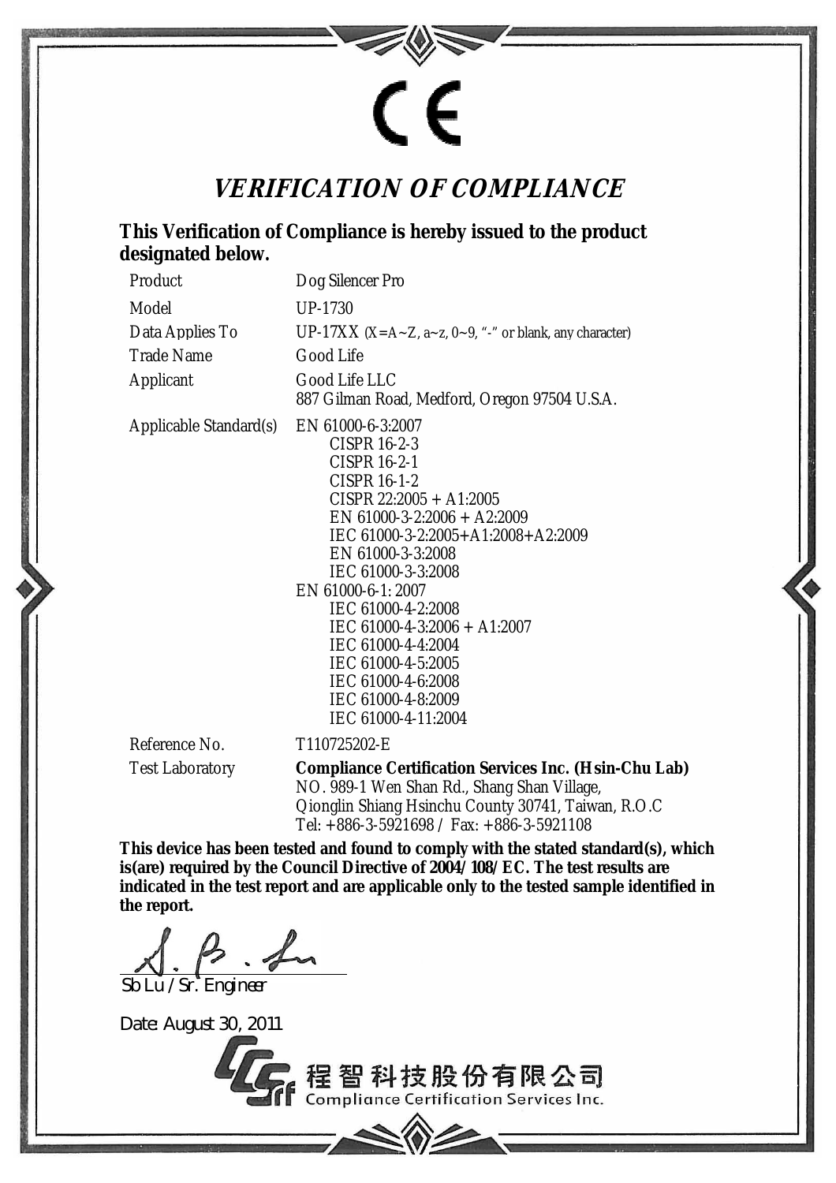CE

# VERIFICATION OF COMPLIANCE

**This Verification of Compliance is hereby issued to the product designated below.**

| | |
|---|---|
| Product | Dog Silencer Pro |
| Model | UP-1730 |
| Data Applies To | UP-17XX (X=A~Z, a~z, 0~9, "-" or blank, any character) |
| Trade Name | Good Life |
| Applicant | Good Life LLC<br>887 Gilman Road, Medford, Oregon 97504 U.S.A. |
| Applicable Standard(s) | EN 61000-6-3:2007<br>CISPR 16-2-3<br>CISPR 16-2-1<br>CISPR 16-1-2<br>CISPR 22:2005 + A1:2005<br>EN 61000-3-2:2006 + A2:2009<br>IEC 61000-3-2:2005+A1:2008+A2:2009<br>EN 61000-3-3:2008<br>IEC 61000-3-3:2008<br>EN 61000-6-1: 2007<br>IEC 61000-4-2:2008<br>IEC 61000-4-3:2006 + A1:2007<br>IEC 61000-4-4:2004<br>IEC 61000-4-5:2005<br>IEC 61000-4-6:2008<br>IEC 61000-4-8:2009<br>IEC 61000-4-11:2004 |
| Reference No. | T110725202-E |
| Test Laboratory | **Compliance Certification Services Inc. (Hsin-Chu Lab)**<br>NO. 989-1 Wen Shan Rd., Shang Shan Village,<br>Qionglin Shiang Hsinchu County 30741, Taiwan, R.O.C<br>Tel: +886-3-5921698 / Fax: +886-3-5921108 |

**This device has been tested and found to comply with the stated standard(s), which is(are) required by the Council Directive of 2004/108/EC. The test results are indicated in the test report and are applicable only to the tested sample identified in the report.**

S. B. Lu

Sb Lu / Sr. Engineer

Date: August 30, 2011

程智科技股份有限公司
Compliance Certification Services Inc.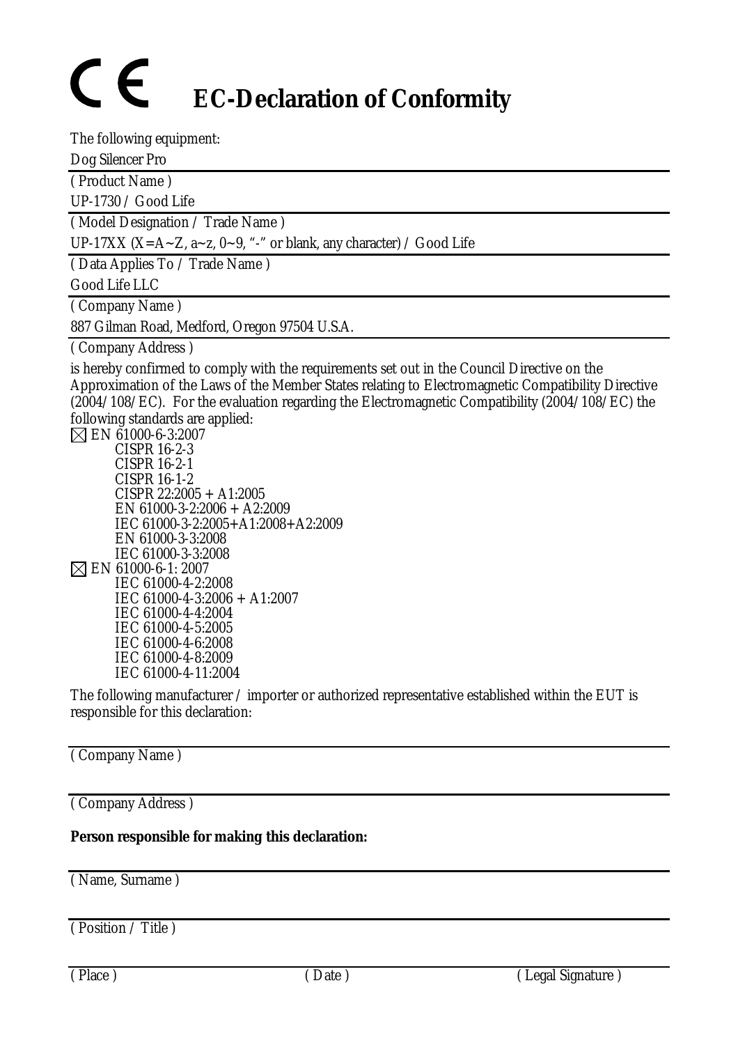# CE EC-Declaration of Conformity

The following equipment:

Dog Silencer Pro

( Product Name )

UP-1730 / Good Life

( Model Designation / Trade Name )

UP-17XX (X=A~Z, a~z, 0~9, "-" or blank, any character) / Good Life

( Data Applies To / Trade Name )

Good Life LLC

( Company Name )

887 Gilman Road, Medford, Oregon 97504 U.S.A.

( Company Address )

is hereby confirmed to comply with the requirements set out in the Council Directive on the Approximation of the Laws of the Member States relating to Electromagnetic Compatibility Directive (2004/108/EC). For the evaluation regarding the Electromagnetic Compatibility (2004/108/EC) the following standards are applied:

- [x] EN 61000-6-3:2007
  - CISPR 16-2-3
  - CISPR 16-2-1
  - CISPR 16-1-2
  - CISPR 22:2005 + A1:2005
  - EN 61000-3-2:2006 + A2:2009
  - IEC 61000-3-2:2005+A1:2008+A2:2009
  - EN 61000-3-3:2008
  - IEC 61000-3-3:2008
- [x] EN 61000-6-1: 2007
  - IEC 61000-4-2:2008
  - IEC 61000-4-3:2006 + A1:2007
  - IEC 61000-4-4:2004
  - IEC 61000-4-5:2005
  - IEC 61000-4-6:2008
  - IEC 61000-4-8:2009
  - IEC 61000-4-11:2004

The following manufacturer / importer or authorized representative established within the EUT is responsible for this declaration:

( Company Name )

( Company Address )

**Person responsible for making this declaration:**

( Name, Surname )

( Position / Title )

( Place ) ( Date ) ( Legal Signature )